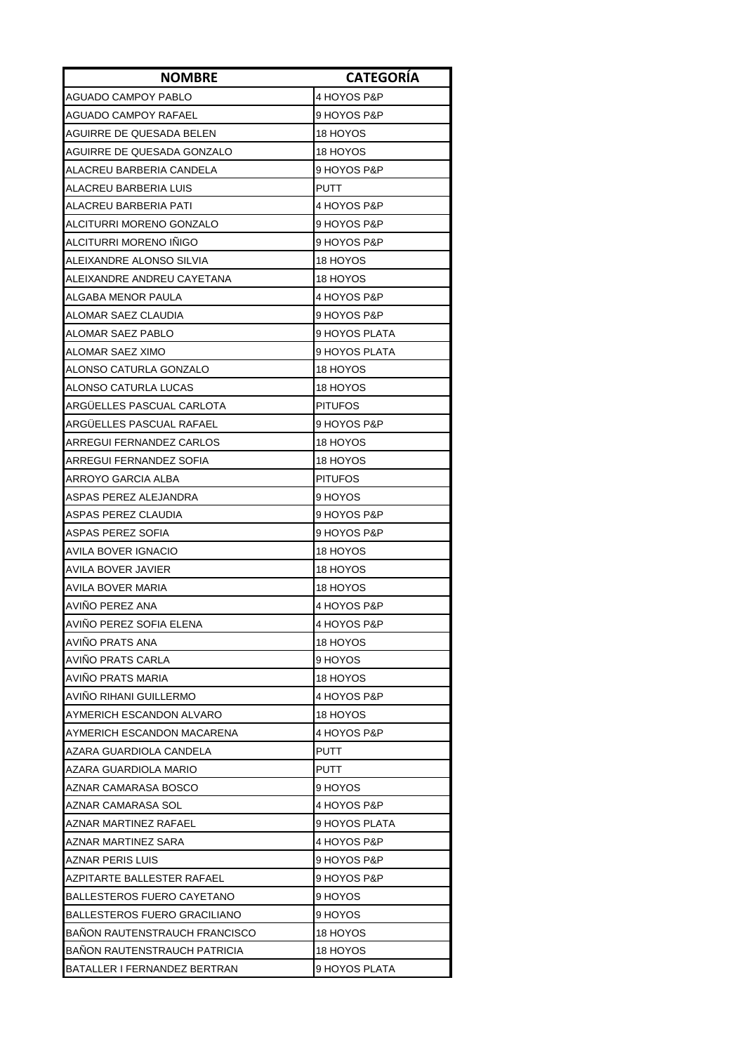| NOMBRE | CATEGORÍA |
|---|---|
| AGUADO CAMPOY PABLO | 4 HOYOS P&P |
| AGUADO CAMPOY RAFAEL | 9 HOYOS P&P |
| AGUIRRE DE QUESADA BELEN | 18 HOYOS |
| AGUIRRE DE QUESADA GONZALO | 18 HOYOS |
| ALACREU BARBERIA CANDELA | 9 HOYOS P&P |
| ALACREU BARBERIA LUIS | PUTT |
| ALACREU BARBERIA PATI | 4 HOYOS P&P |
| ALCITURRI MORENO GONZALO | 9 HOYOS P&P |
| ALCITURRI MORENO IÑIGO | 9 HOYOS P&P |
| ALEIXANDRE ALONSO SILVIA | 18 HOYOS |
| ALEIXANDRE ANDREU CAYETANA | 18 HOYOS |
| ALGABA MENOR PAULA | 4 HOYOS P&P |
| ALOMAR SAEZ CLAUDIA | 9 HOYOS P&P |
| ALOMAR SAEZ PABLO | 9 HOYOS PLATA |
| ALOMAR SAEZ XIMO | 9 HOYOS PLATA |
| ALONSO CATURLA GONZALO | 18 HOYOS |
| ALONSO CATURLA LUCAS | 18 HOYOS |
| ARGÜELLES PASCUAL CARLOTA | PITUFOS |
| ARGÜELLES PASCUAL RAFAEL | 9 HOYOS P&P |
| ARREGUI FERNANDEZ CARLOS | 18 HOYOS |
| ARREGUI FERNANDEZ SOFIA | 18 HOYOS |
| ARROYO GARCIA ALBA | PITUFOS |
| ASPAS PEREZ ALEJANDRA | 9 HOYOS |
| ASPAS PEREZ CLAUDIA | 9 HOYOS P&P |
| ASPAS PEREZ SOFIA | 9 HOYOS P&P |
| AVILA BOVER IGNACIO | 18 HOYOS |
| AVILA BOVER JAVIER | 18 HOYOS |
| AVILA BOVER MARIA | 18 HOYOS |
| AVIÑO PEREZ ANA | 4 HOYOS P&P |
| AVIÑO PEREZ SOFIA ELENA | 4 HOYOS P&P |
| AVIÑO PRATS ANA | 18 HOYOS |
| AVIÑO PRATS CARLA | 9 HOYOS |
| AVIÑO PRATS MARIA | 18 HOYOS |
| AVIÑO RIHANI GUILLERMO | 4 HOYOS P&P |
| AYMERICH ESCANDON ALVARO | 18 HOYOS |
| AYMERICH ESCANDON MACARENA | 4 HOYOS P&P |
| AZARA GUARDIOLA CANDELA | PUTT |
| AZARA GUARDIOLA MARIO | PUTT |
| AZNAR CAMARASA BOSCO | 9 HOYOS |
| AZNAR CAMARASA SOL | 4 HOYOS P&P |
| AZNAR MARTINEZ RAFAEL | 9 HOYOS PLATA |
| AZNAR MARTINEZ SARA | 4 HOYOS P&P |
| AZNAR PERIS LUIS | 9 HOYOS P&P |
| AZPITARTE BALLESTER RAFAEL | 9 HOYOS P&P |
| BALLESTEROS FUERO CAYETANO | 9 HOYOS |
| BALLESTEROS FUERO GRACILIANO | 9 HOYOS |
| BAÑON RAUTENSTRAUCH FRANCISCO | 18 HOYOS |
| BAÑON RAUTENSTRAUCH PATRICIA | 18 HOYOS |
| BATALLER I FERNANDEZ BERTRAN | 9 HOYOS PLATA |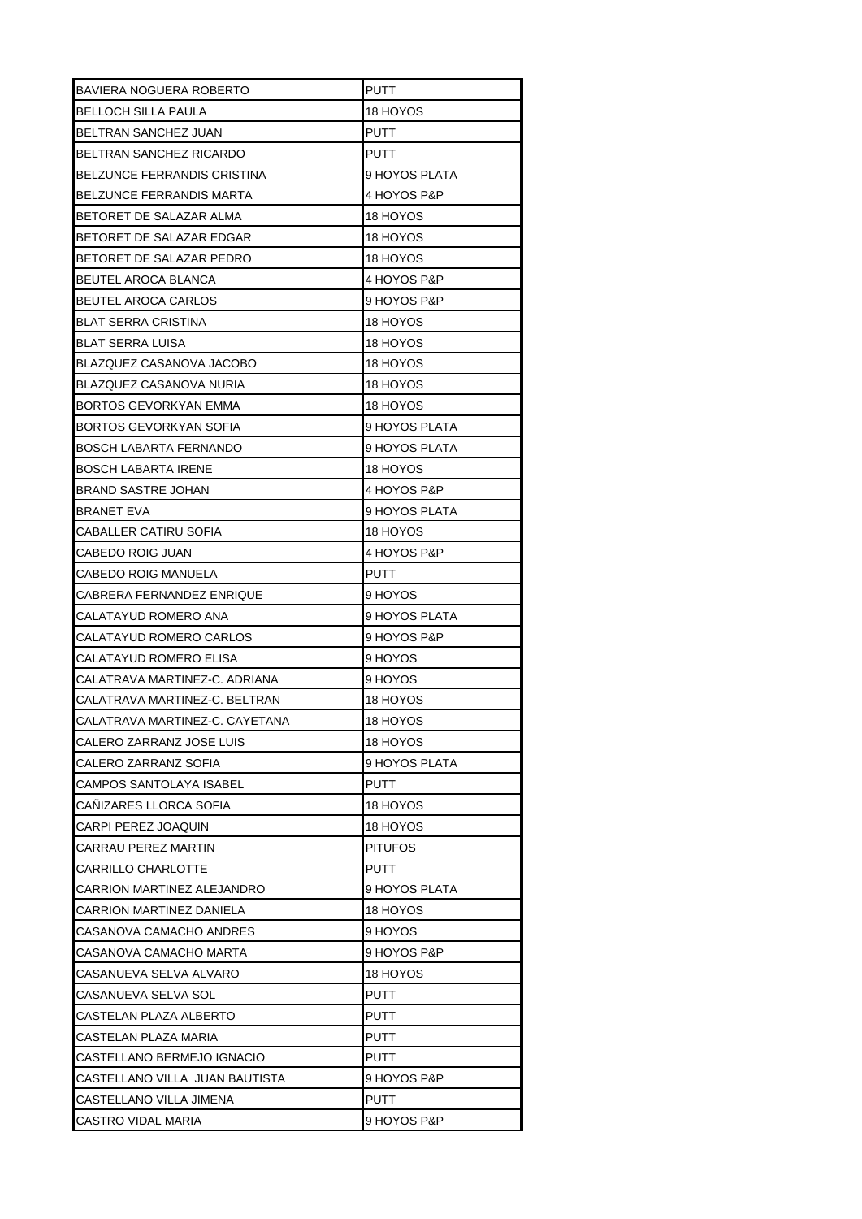| | |
|---|---|
| BAVIERA NOGUERA ROBERTO | PUTT |
| BELLOCH SILLA PAULA | 18 HOYOS |
| BELTRAN SANCHEZ JUAN | PUTT |
| BELTRAN SANCHEZ RICARDO | PUTT |
| BELZUNCE FERRANDIS CRISTINA | 9 HOYOS PLATA |
| BELZUNCE FERRANDIS MARTA | 4 HOYOS P&P |
| BETORET DE SALAZAR ALMA | 18 HOYOS |
| BETORET DE SALAZAR EDGAR | 18 HOYOS |
| BETORET DE SALAZAR PEDRO | 18 HOYOS |
| BEUTEL AROCA BLANCA | 4 HOYOS P&P |
| BEUTEL AROCA CARLOS | 9 HOYOS P&P |
| BLAT SERRA CRISTINA | 18 HOYOS |
| BLAT SERRA LUISA | 18 HOYOS |
| BLAZQUEZ CASANOVA JACOBO | 18 HOYOS |
| BLAZQUEZ CASANOVA NURIA | 18 HOYOS |
| BORTOS GEVORKYAN EMMA | 18 HOYOS |
| BORTOS GEVORKYAN SOFIA | 9 HOYOS PLATA |
| BOSCH LABARTA FERNANDO | 9 HOYOS PLATA |
| BOSCH LABARTA IRENE | 18 HOYOS |
| BRAND SASTRE JOHAN | 4 HOYOS P&P |
| BRANET EVA | 9 HOYOS PLATA |
| CABALLER CATIRU SOFIA | 18 HOYOS |
| CABEDO ROIG JUAN | 4 HOYOS P&P |
| CABEDO ROIG MANUELA | PUTT |
| CABRERA FERNANDEZ ENRIQUE | 9 HOYOS |
| CALATAYUD ROMERO ANA | 9 HOYOS PLATA |
| CALATAYUD ROMERO CARLOS | 9 HOYOS P&P |
| CALATAYUD ROMERO ELISA | 9 HOYOS |
| CALATRAVA MARTINEZ-C. ADRIANA | 9 HOYOS |
| CALATRAVA MARTINEZ-C. BELTRAN | 18 HOYOS |
| CALATRAVA MARTINEZ-C. CAYETANA | 18 HOYOS |
| CALERO ZARRANZ JOSE LUIS | 18 HOYOS |
| CALERO ZARRANZ SOFIA | 9 HOYOS PLATA |
| CAMPOS SANTOLAYA ISABEL | PUTT |
| CAÑIZARES LLORCA SOFIA | 18 HOYOS |
| CARPI PEREZ JOAQUIN | 18 HOYOS |
| CARRAU PEREZ MARTIN | PITUFOS |
| CARRILLO CHARLOTTE | PUTT |
| CARRION MARTINEZ ALEJANDRO | 9 HOYOS PLATA |
| CARRION MARTINEZ DANIELA | 18 HOYOS |
| CASANOVA CAMACHO ANDRES | 9 HOYOS |
| CASANOVA CAMACHO MARTA | 9 HOYOS P&P |
| CASANUEVA SELVA ALVARO | 18 HOYOS |
| CASANUEVA SELVA SOL | PUTT |
| CASTELAN PLAZA ALBERTO | PUTT |
| CASTELAN PLAZA MARIA | PUTT |
| CASTELLANO BERMEJO IGNACIO | PUTT |
| CASTELLANO VILLA JUAN BAUTISTA | 9 HOYOS P&P |
| CASTELLANO VILLA JIMENA | PUTT |
| CASTRO VIDAL MARIA | 9 HOYOS P&P |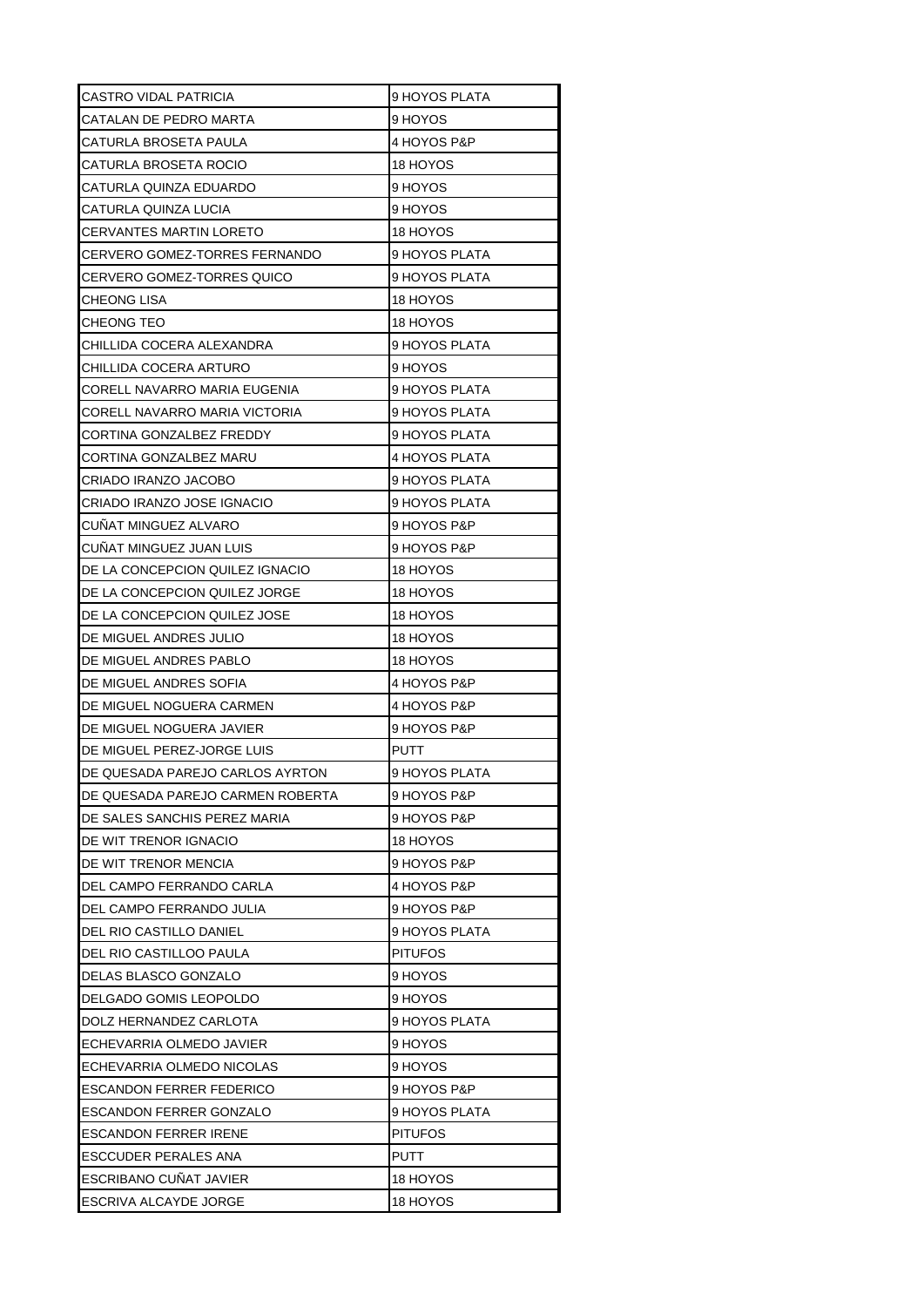| | |
|---|---|
| CASTRO VIDAL PATRICIA | 9 HOYOS PLATA |
| CATALAN DE PEDRO MARTA | 9 HOYOS |
| CATURLA BROSETA PAULA | 4 HOYOS P&P |
| CATURLA BROSETA ROCIO | 18 HOYOS |
| CATURLA QUINZA EDUARDO | 9 HOYOS |
| CATURLA QUINZA LUCIA | 9 HOYOS |
| CERVANTES MARTIN LORETO | 18 HOYOS |
| CERVERO GOMEZ-TORRES FERNANDO | 9 HOYOS PLATA |
| CERVERO GOMEZ-TORRES QUICO | 9 HOYOS PLATA |
| CHEONG LISA | 18 HOYOS |
| CHEONG TEO | 18 HOYOS |
| CHILLIDA COCERA ALEXANDRA | 9 HOYOS PLATA |
| CHILLIDA COCERA ARTURO | 9 HOYOS |
| CORELL NAVARRO MARIA EUGENIA | 9 HOYOS PLATA |
| CORELL NAVARRO MARIA VICTORIA | 9 HOYOS PLATA |
| CORTINA GONZALBEZ FREDDY | 9 HOYOS PLATA |
| CORTINA GONZALBEZ MARU | 4 HOYOS PLATA |
| CRIADO IRANZO JACOBO | 9 HOYOS PLATA |
| CRIADO IRANZO JOSE IGNACIO | 9 HOYOS PLATA |
| CUÑAT MINGUEZ ALVARO | 9 HOYOS P&P |
| CUÑAT MINGUEZ JUAN LUIS | 9 HOYOS P&P |
| DE LA CONCEPCION QUILEZ IGNACIO | 18 HOYOS |
| DE LA CONCEPCION QUILEZ JORGE | 18 HOYOS |
| DE LA CONCEPCION QUILEZ JOSE | 18 HOYOS |
| DE MIGUEL ANDRES JULIO | 18 HOYOS |
| DE MIGUEL ANDRES PABLO | 18 HOYOS |
| DE MIGUEL ANDRES SOFIA | 4 HOYOS P&P |
| DE MIGUEL NOGUERA CARMEN | 4 HOYOS P&P |
| DE MIGUEL NOGUERA JAVIER | 9 HOYOS P&P |
| DE MIGUEL PEREZ-JORGE LUIS | PUTT |
| DE QUESADA PAREJO CARLOS AYRTON | 9 HOYOS PLATA |
| DE QUESADA PAREJO CARMEN ROBERTA | 9 HOYOS P&P |
| DE SALES SANCHIS PEREZ MARIA | 9 HOYOS P&P |
| DE WIT TRENOR IGNACIO | 18 HOYOS |
| DE WIT TRENOR MENCIA | 9 HOYOS P&P |
| DEL CAMPO FERRANDO CARLA | 4 HOYOS P&P |
| DEL CAMPO FERRANDO JULIA | 9 HOYOS P&P |
| DEL RIO CASTILLO DANIEL | 9 HOYOS PLATA |
| DEL RIO CASTILLOO PAULA | PITUFOS |
| DELAS BLASCO GONZALO | 9 HOYOS |
| DELGADO GOMIS LEOPOLDO | 9 HOYOS |
| DOLZ HERNANDEZ CARLOTA | 9 HOYOS PLATA |
| ECHEVARRIA OLMEDO JAVIER | 9 HOYOS |
| ECHEVARRIA OLMEDO NICOLAS | 9 HOYOS |
| ESCANDON FERRER FEDERICO | 9 HOYOS P&P |
| ESCANDON FERRER GONZALO | 9 HOYOS PLATA |
| ESCANDON FERRER IRENE | PITUFOS |
| ESCCUDER PERALES ANA | PUTT |
| ESCRIBANO CUÑAT JAVIER | 18 HOYOS |
| ESCRIVA ALCAYDE JORGE | 18 HOYOS |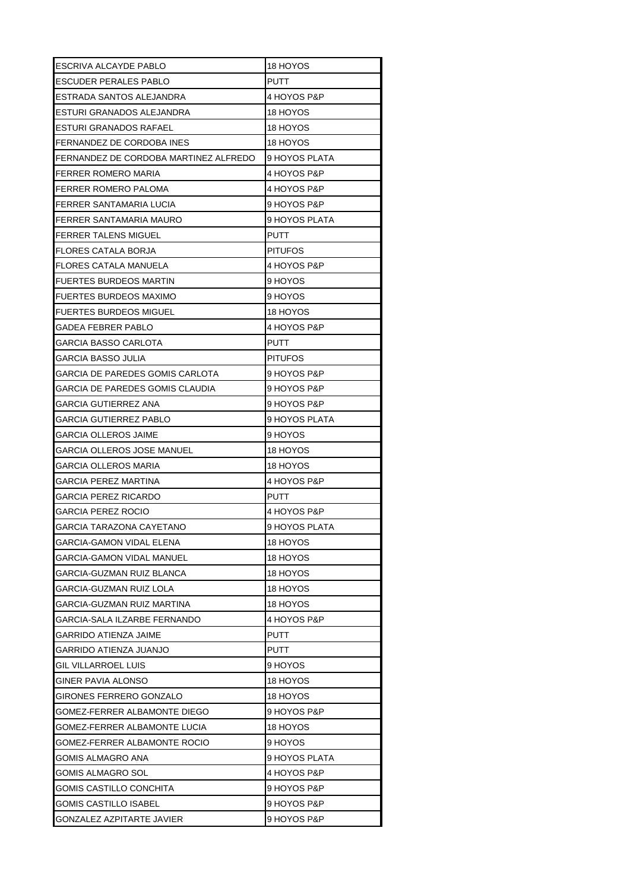| ESCRIVA ALCAYDE PABLO | 18 HOYOS |
|---|---|
| ESCUDER PERALES PABLO | PUTT |
| ESTRADA SANTOS ALEJANDRA | 4 HOYOS P&P |
| ESTURI GRANADOS ALEJANDRA | 18 HOYOS |
| ESTURI GRANADOS RAFAEL | 18 HOYOS |
| FERNANDEZ DE CORDOBA INES | 18 HOYOS |
| FERNANDEZ DE CORDOBA MARTINEZ ALFREDO | 9 HOYOS PLATA |
| FERRER ROMERO MARIA | 4 HOYOS P&P |
| FERRER ROMERO PALOMA | 4 HOYOS P&P |
| FERRER SANTAMARIA LUCIA | 9 HOYOS P&P |
| FERRER SANTAMARIA MAURO | 9 HOYOS PLATA |
| FERRER TALENS MIGUEL | PUTT |
| FLORES CATALA BORJA | PITUFOS |
| FLORES CATALA MANUELA | 4 HOYOS P&P |
| FUERTES BURDEOS MARTIN | 9 HOYOS |
| FUERTES BURDEOS MAXIMO | 9 HOYOS |
| FUERTES BURDEOS MIGUEL | 18 HOYOS |
| GADEA FEBRER PABLO | 4 HOYOS P&P |
| GARCIA BASSO CARLOTA | PUTT |
| GARCIA BASSO JULIA | PITUFOS |
| GARCIA DE PAREDES GOMIS CARLOTA | 9 HOYOS P&P |
| GARCIA DE PAREDES GOMIS CLAUDIA | 9 HOYOS P&P |
| GARCIA GUTIERREZ ANA | 9 HOYOS P&P |
| GARCIA GUTIERREZ PABLO | 9 HOYOS PLATA |
| GARCIA OLLEROS JAIME | 9 HOYOS |
| GARCIA OLLEROS JOSE MANUEL | 18 HOYOS |
| GARCIA OLLEROS MARIA | 18 HOYOS |
| GARCIA PEREZ MARTINA | 4 HOYOS P&P |
| GARCIA PEREZ RICARDO | PUTT |
| GARCIA PEREZ ROCIO | 4 HOYOS P&P |
| GARCIA TARAZONA CAYETANO | 9 HOYOS PLATA |
| GARCIA-GAMON VIDAL ELENA | 18 HOYOS |
| GARCIA-GAMON VIDAL MANUEL | 18 HOYOS |
| GARCIA-GUZMAN RUIZ BLANCA | 18 HOYOS |
| GARCIA-GUZMAN RUIZ LOLA | 18 HOYOS |
| GARCIA-GUZMAN RUIZ MARTINA | 18 HOYOS |
| GARCIA-SALA ILZARBE FERNANDO | 4 HOYOS P&P |
| GARRIDO ATIENZA JAIME | PUTT |
| GARRIDO ATIENZA JUANJO | PUTT |
| GIL VILLARROEL LUIS | 9 HOYOS |
| GINER PAVIA ALONSO | 18 HOYOS |
| GIRONES FERRERO GONZALO | 18 HOYOS |
| GOMEZ-FERRER ALBAMONTE DIEGO | 9 HOYOS P&P |
| GOMEZ-FERRER ALBAMONTE LUCIA | 18 HOYOS |
| GOMEZ-FERRER ALBAMONTE ROCIO | 9 HOYOS |
| GOMIS ALMAGRO ANA | 9 HOYOS PLATA |
| GOMIS ALMAGRO SOL | 4 HOYOS P&P |
| GOMIS CASTILLO CONCHITA | 9 HOYOS P&P |
| GOMIS CASTILLO ISABEL | 9 HOYOS P&P |
| GONZALEZ AZPITARTE JAVIER | 9 HOYOS P&P |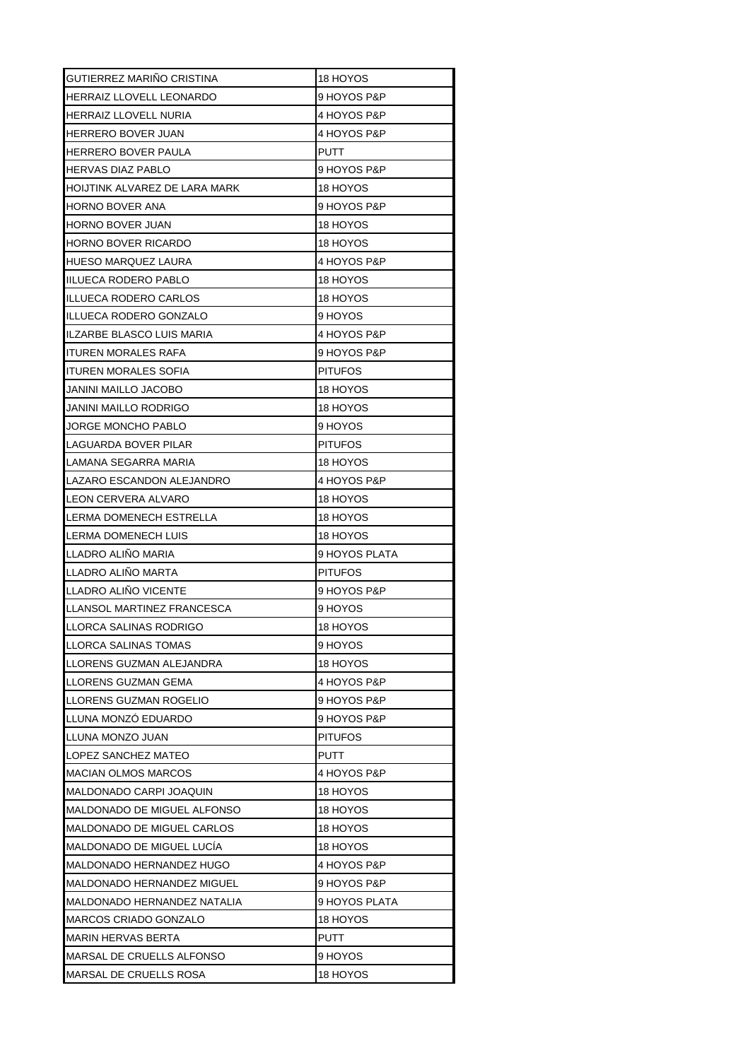| GUTIERREZ MARIÑO CRISTINA | 18 HOYOS |
|---|---|
| HERRAIZ LLOVELL LEONARDO | 9 HOYOS P&P |
| HERRAIZ LLOVELL NURIA | 4 HOYOS P&P |
| HERRERO BOVER JUAN | 4 HOYOS P&P |
| HERRERO BOVER PAULA | PUTT |
| HERVAS DIAZ PABLO | 9 HOYOS P&P |
| HOIJTINK ALVAREZ DE LARA MARK | 18 HOYOS |
| HORNO BOVER ANA | 9 HOYOS P&P |
| HORNO BOVER JUAN | 18 HOYOS |
| HORNO BOVER RICARDO | 18 HOYOS |
| HUESO MARQUEZ LAURA | 4 HOYOS P&P |
| IILUECA RODERO PABLO | 18 HOYOS |
| ILLUECA RODERO CARLOS | 18 HOYOS |
| ILLUECA RODERO GONZALO | 9 HOYOS |
| ILZARBE BLASCO LUIS MARIA | 4 HOYOS P&P |
| ITUREN MORALES RAFA | 9 HOYOS P&P |
| ITUREN MORALES SOFIA | PITUFOS |
| JANINI MAILLO JACOBO | 18 HOYOS |
| JANINI MAILLO RODRIGO | 18 HOYOS |
| JORGE MONCHO PABLO | 9 HOYOS |
| LAGUARDA BOVER PILAR | PITUFOS |
| LAMANA SEGARRA MARIA | 18 HOYOS |
| LAZARO ESCANDON ALEJANDRO | 4 HOYOS P&P |
| LEON CERVERA ALVARO | 18 HOYOS |
| LERMA DOMENECH ESTRELLA | 18 HOYOS |
| LERMA DOMENECH LUIS | 18 HOYOS |
| LLADRO ALIÑO MARIA | 9 HOYOS PLATA |
| LLADRO ALIÑO MARTA | PITUFOS |
| LLADRO ALIÑO VICENTE | 9 HOYOS P&P |
| LLANSOL MARTINEZ FRANCESCA | 9 HOYOS |
| LLORCA SALINAS RODRIGO | 18 HOYOS |
| LLORCA SALINAS TOMAS | 9 HOYOS |
| LLORENS GUZMAN ALEJANDRA | 18 HOYOS |
| LLORENS GUZMAN GEMA | 4 HOYOS P&P |
| LLORENS GUZMAN ROGELIO | 9 HOYOS P&P |
| LLUNA MONZÓ EDUARDO | 9 HOYOS P&P |
| LLUNA MONZO JUAN | PITUFOS |
| LOPEZ SANCHEZ MATEO | PUTT |
| MACIAN OLMOS MARCOS | 4 HOYOS P&P |
| MALDONADO CARPI JOAQUIN | 18 HOYOS |
| MALDONADO DE MIGUEL ALFONSO | 18 HOYOS |
| MALDONADO DE MIGUEL CARLOS | 18 HOYOS |
| MALDONADO DE MIGUEL LUCÍA | 18 HOYOS |
| MALDONADO HERNANDEZ HUGO | 4 HOYOS P&P |
| MALDONADO HERNANDEZ MIGUEL | 9 HOYOS P&P |
| MALDONADO HERNANDEZ NATALIA | 9 HOYOS PLATA |
| MARCOS CRIADO GONZALO | 18 HOYOS |
| MARIN HERVAS BERTA | PUTT |
| MARSAL DE CRUELLS ALFONSO | 9 HOYOS |
| MARSAL DE CRUELLS ROSA | 18 HOYOS |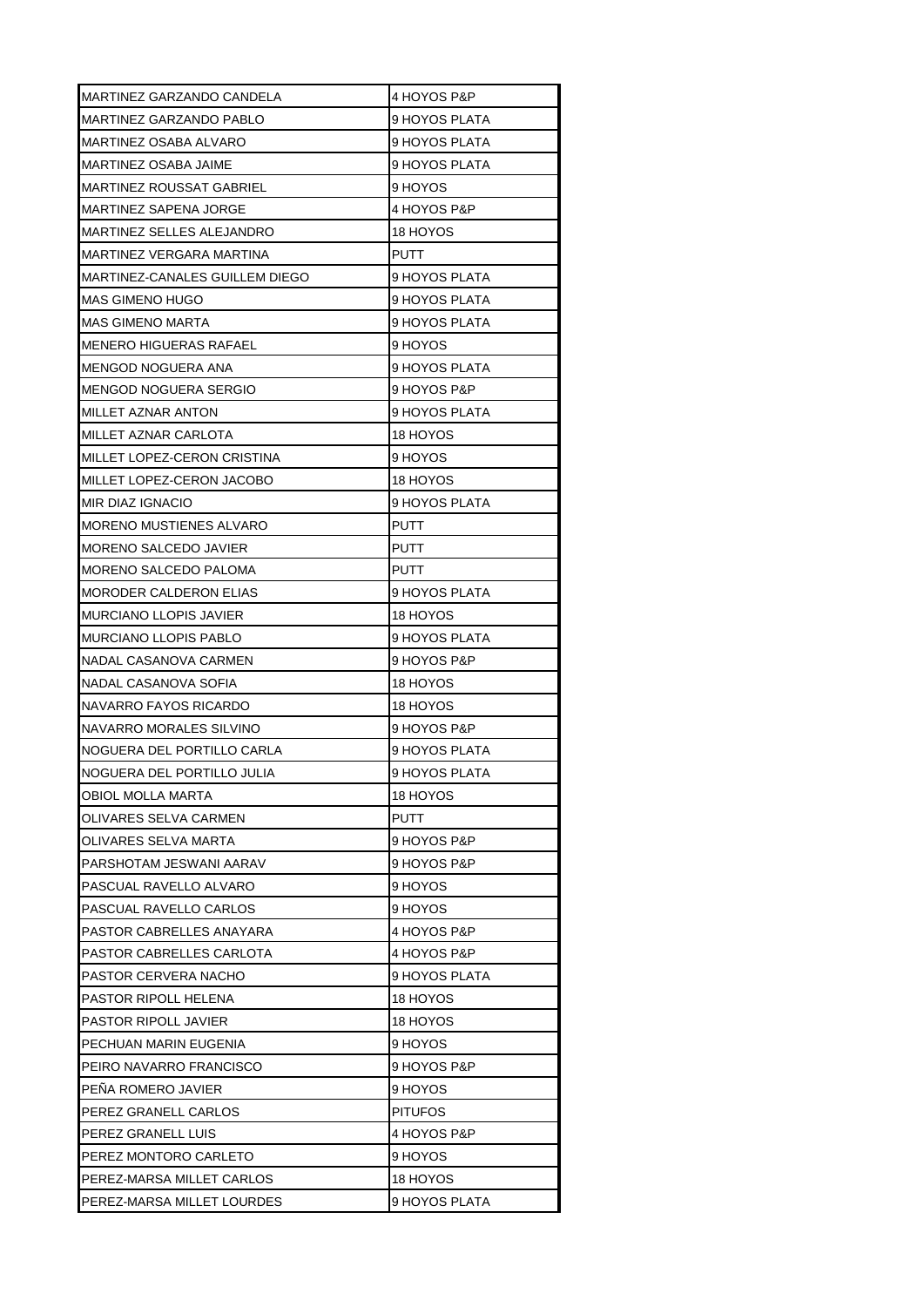| MARTINEZ GARZANDO CANDELA | 4 HOYOS P&P |
|---|---|
| MARTINEZ GARZANDO PABLO | 9 HOYOS PLATA |
| MARTINEZ OSABA ALVARO | 9 HOYOS PLATA |
| MARTINEZ OSABA JAIME | 9 HOYOS PLATA |
| MARTINEZ ROUSSAT GABRIEL | 9 HOYOS |
| MARTINEZ SAPENA JORGE | 4 HOYOS P&P |
| MARTINEZ SELLES ALEJANDRO | 18 HOYOS |
| MARTINEZ VERGARA MARTINA | PUTT |
| MARTINEZ-CANALES GUILLEM DIEGO | 9 HOYOS PLATA |
| MAS GIMENO HUGO | 9 HOYOS PLATA |
| MAS GIMENO MARTA | 9 HOYOS PLATA |
| MENERO HIGUERAS RAFAEL | 9 HOYOS |
| MENGOD NOGUERA ANA | 9 HOYOS PLATA |
| MENGOD NOGUERA SERGIO | 9 HOYOS P&P |
| MILLET AZNAR ANTON | 9 HOYOS PLATA |
| MILLET AZNAR CARLOTA | 18 HOYOS |
| MILLET LOPEZ-CERON CRISTINA | 9 HOYOS |
| MILLET LOPEZ-CERON JACOBO | 18 HOYOS |
| MIR DIAZ IGNACIO | 9 HOYOS PLATA |
| MORENO MUSTIENES ALVARO | PUTT |
| MORENO SALCEDO JAVIER | PUTT |
| MORENO SALCEDO PALOMA | PUTT |
| MORODER CALDERON ELIAS | 9 HOYOS PLATA |
| MURCIANO LLOPIS JAVIER | 18 HOYOS |
| MURCIANO LLOPIS PABLO | 9 HOYOS PLATA |
| NADAL CASANOVA CARMEN | 9 HOYOS P&P |
| NADAL CASANOVA SOFIA | 18 HOYOS |
| NAVARRO FAYOS RICARDO | 18 HOYOS |
| NAVARRO MORALES SILVINO | 9 HOYOS P&P |
| NOGUERA DEL PORTILLO CARLA | 9 HOYOS PLATA |
| NOGUERA DEL PORTILLO JULIA | 9 HOYOS PLATA |
| OBIOL MOLLA MARTA | 18 HOYOS |
| OLIVARES SELVA CARMEN | PUTT |
| OLIVARES SELVA MARTA | 9 HOYOS P&P |
| PARSHOTAM JESWANI AARAV | 9 HOYOS P&P |
| PASCUAL RAVELLO ALVARO | 9 HOYOS |
| PASCUAL RAVELLO CARLOS | 9 HOYOS |
| PASTOR CABRELLES ANAYARA | 4 HOYOS P&P |
| PASTOR CABRELLES CARLOTA | 4 HOYOS P&P |
| PASTOR CERVERA NACHO | 9 HOYOS PLATA |
| PASTOR RIPOLL HELENA | 18 HOYOS |
| PASTOR RIPOLL JAVIER | 18 HOYOS |
| PECHUAN MARIN EUGENIA | 9 HOYOS |
| PEIRO NAVARRO FRANCISCO | 9 HOYOS P&P |
| PEÑA ROMERO JAVIER | 9 HOYOS |
| PEREZ GRANELL CARLOS | PITUFOS |
| PEREZ GRANELL LUIS | 4 HOYOS P&P |
| PEREZ MONTORO CARLETO | 9 HOYOS |
| PEREZ-MARSA MILLET CARLOS | 18 HOYOS |
| PEREZ-MARSA MILLET LOURDES | 9 HOYOS PLATA |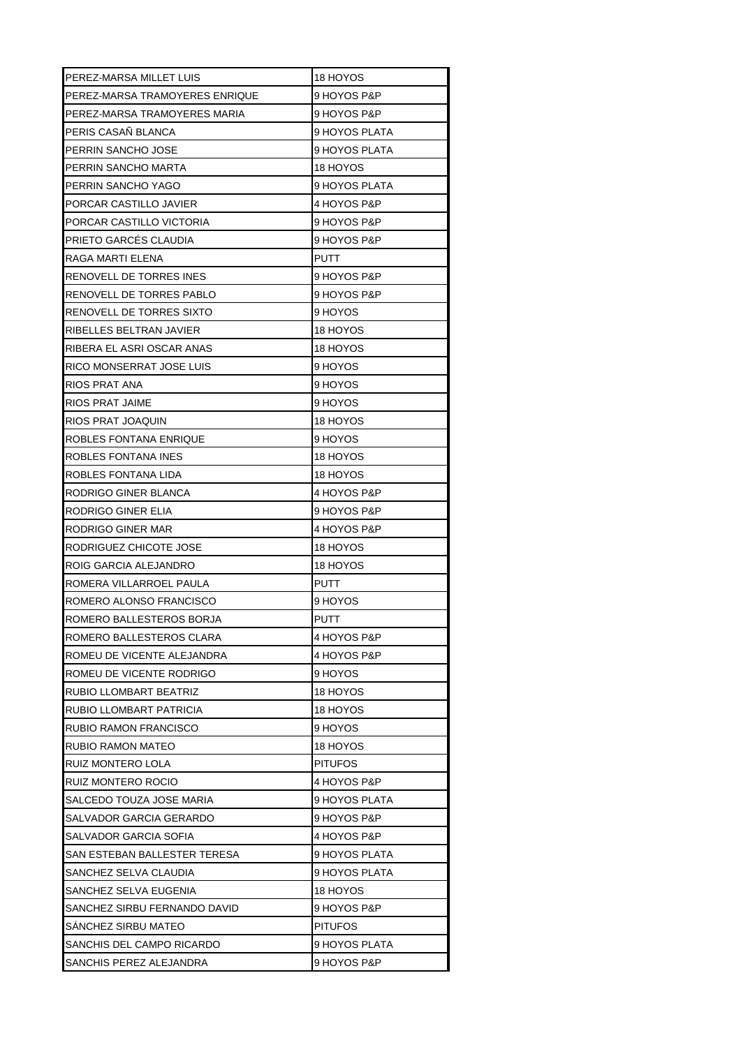| PEREZ-MARSA MILLET LUIS | 18 HOYOS |
|---|---|
| PEREZ-MARSA TRAMOYERES ENRIQUE | 9 HOYOS P&P |
| PEREZ-MARSA TRAMOYERES MARIA | 9 HOYOS P&P |
| PERIS CASAÑ BLANCA | 9 HOYOS PLATA |
| PERRIN SANCHO JOSE | 9 HOYOS PLATA |
| PERRIN SANCHO MARTA | 18 HOYOS |
| PERRIN SANCHO YAGO | 9 HOYOS PLATA |
| PORCAR CASTILLO JAVIER | 4 HOYOS P&P |
| PORCAR CASTILLO VICTORIA | 9 HOYOS P&P |
| PRIETO GARCÉS CLAUDIA | 9 HOYOS P&P |
| RAGA MARTI ELENA | PUTT |
| RENOVELL DE TORRES INES | 9 HOYOS P&P |
| RENOVELL DE TORRES PABLO | 9 HOYOS P&P |
| RENOVELL DE TORRES SIXTO | 9 HOYOS |
| RIBELLES BELTRAN JAVIER | 18 HOYOS |
| RIBERA EL ASRI OSCAR ANAS | 18 HOYOS |
| RICO MONSERRAT JOSE LUIS | 9 HOYOS |
| RIOS PRAT ANA | 9 HOYOS |
| RIOS PRAT JAIME | 9 HOYOS |
| RIOS PRAT JOAQUIN | 18 HOYOS |
| ROBLES FONTANA ENRIQUE | 9 HOYOS |
| ROBLES FONTANA INES | 18 HOYOS |
| ROBLES FONTANA LIDA | 18 HOYOS |
| RODRIGO GINER BLANCA | 4 HOYOS P&P |
| RODRIGO GINER ELIA | 9 HOYOS P&P |
| RODRIGO GINER MAR | 4 HOYOS P&P |
| RODRIGUEZ CHICOTE JOSE | 18 HOYOS |
| ROIG GARCIA ALEJANDRO | 18 HOYOS |
| ROMERA VILLARROEL PAULA | PUTT |
| ROMERO ALONSO FRANCISCO | 9 HOYOS |
| ROMERO BALLESTEROS BORJA | PUTT |
| ROMERO BALLESTEROS CLARA | 4 HOYOS P&P |
| ROMEU DE VICENTE ALEJANDRA | 4 HOYOS P&P |
| ROMEU DE VICENTE RODRIGO | 9 HOYOS |
| RUBIO LLOMBART BEATRIZ | 18 HOYOS |
| RUBIO LLOMBART PATRICIA | 18 HOYOS |
| RUBIO RAMON FRANCISCO | 9 HOYOS |
| RUBIO RAMON MATEO | 18 HOYOS |
| RUIZ MONTERO LOLA | PITUFOS |
| RUIZ MONTERO ROCIO | 4 HOYOS P&P |
| SALCEDO TOUZA JOSE MARIA | 9 HOYOS PLATA |
| SALVADOR GARCIA GERARDO | 9 HOYOS P&P |
| SALVADOR GARCIA SOFIA | 4 HOYOS P&P |
| SAN ESTEBAN BALLESTER TERESA | 9 HOYOS PLATA |
| SANCHEZ SELVA CLAUDIA | 9 HOYOS PLATA |
| SANCHEZ SELVA EUGENIA | 18 HOYOS |
| SANCHEZ SIRBU FERNANDO DAVID | 9 HOYOS P&P |
| SÁNCHEZ SIRBU MATEO | PITUFOS |
| SANCHIS DEL CAMPO RICARDO | 9 HOYOS PLATA |
| SANCHIS PEREZ ALEJANDRA | 9 HOYOS P&P |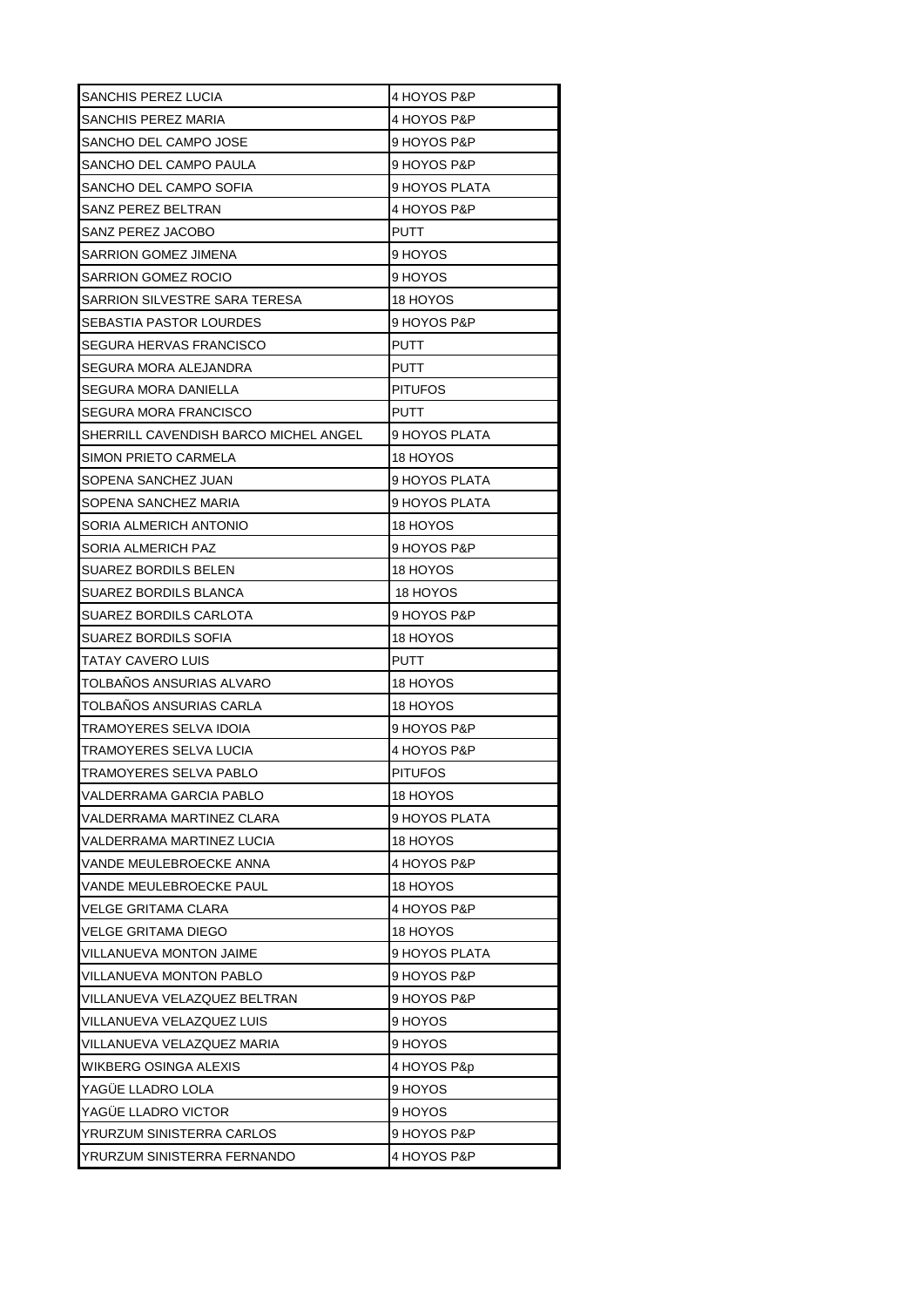| | |
|---|---|
| SANCHIS PEREZ LUCIA | 4 HOYOS P&P |
| SANCHIS PEREZ MARIA | 4 HOYOS P&P |
| SANCHO DEL CAMPO JOSE | 9 HOYOS P&P |
| SANCHO DEL CAMPO PAULA | 9 HOYOS P&P |
| SANCHO DEL CAMPO SOFIA | 9 HOYOS PLATA |
| SANZ PEREZ BELTRAN | 4 HOYOS P&P |
| SANZ PEREZ JACOBO | PUTT |
| SARRION GOMEZ JIMENA | 9 HOYOS |
| SARRION GOMEZ ROCIO | 9 HOYOS |
| SARRION SILVESTRE SARA TERESA | 18 HOYOS |
| SEBASTIA PASTOR LOURDES | 9 HOYOS P&P |
| SEGURA HERVAS FRANCISCO | PUTT |
| SEGURA MORA ALEJANDRA | PUTT |
| SEGURA MORA DANIELLA | PITUFOS |
| SEGURA MORA FRANCISCO | PUTT |
| SHERRILL CAVENDISH BARCO MICHEL ANGEL | 9 HOYOS PLATA |
| SIMON PRIETO CARMELA | 18 HOYOS |
| SOPENA SANCHEZ JUAN | 9 HOYOS PLATA |
| SOPENA SANCHEZ MARIA | 9 HOYOS PLATA |
| SORIA ALMERICH ANTONIO | 18 HOYOS |
| SORIA ALMERICH PAZ | 9 HOYOS P&P |
| SUAREZ BORDILS BELEN | 18 HOYOS |
| SUAREZ BORDILS BLANCA | 18 HOYOS |
| SUAREZ BORDILS CARLOTA | 9 HOYOS P&P |
| SUAREZ BORDILS SOFIA | 18 HOYOS |
| TATAY CAVERO LUIS | PUTT |
| TOLBAÑOS ANSURIAS ALVARO | 18 HOYOS |
| TOLBAÑOS ANSURIAS CARLA | 18 HOYOS |
| TRAMOYERES SELVA IDOIA | 9 HOYOS P&P |
| TRAMOYERES SELVA LUCIA | 4 HOYOS P&P |
| TRAMOYERES SELVA PABLO | PITUFOS |
| VALDERRAMA GARCIA PABLO | 18 HOYOS |
| VALDERRAMA MARTINEZ CLARA | 9 HOYOS PLATA |
| VALDERRAMA MARTINEZ LUCIA | 18 HOYOS |
| VANDE MEULEBROECKE ANNA | 4 HOYOS P&P |
| VANDE MEULEBROECKE PAUL | 18 HOYOS |
| VELGE GRITAMA CLARA | 4 HOYOS P&P |
| VELGE GRITAMA DIEGO | 18 HOYOS |
| VILLANUEVA MONTON JAIME | 9 HOYOS PLATA |
| VILLANUEVA MONTON PABLO | 9 HOYOS P&P |
| VILLANUEVA VELAZQUEZ BELTRAN | 9 HOYOS P&P |
| VILLANUEVA VELAZQUEZ LUIS | 9 HOYOS |
| VILLANUEVA VELAZQUEZ MARIA | 9 HOYOS |
| WIKBERG OSINGA ALEXIS | 4 HOYOS P&p |
| YAGÜE LLADRO LOLA | 9 HOYOS |
| YAGÜE LLADRO VICTOR | 9 HOYOS |
| YRURZUM SINISTERRA CARLOS | 9 HOYOS P&P |
| YRURZUM SINISTERRA FERNANDO | 4 HOYOS P&P |